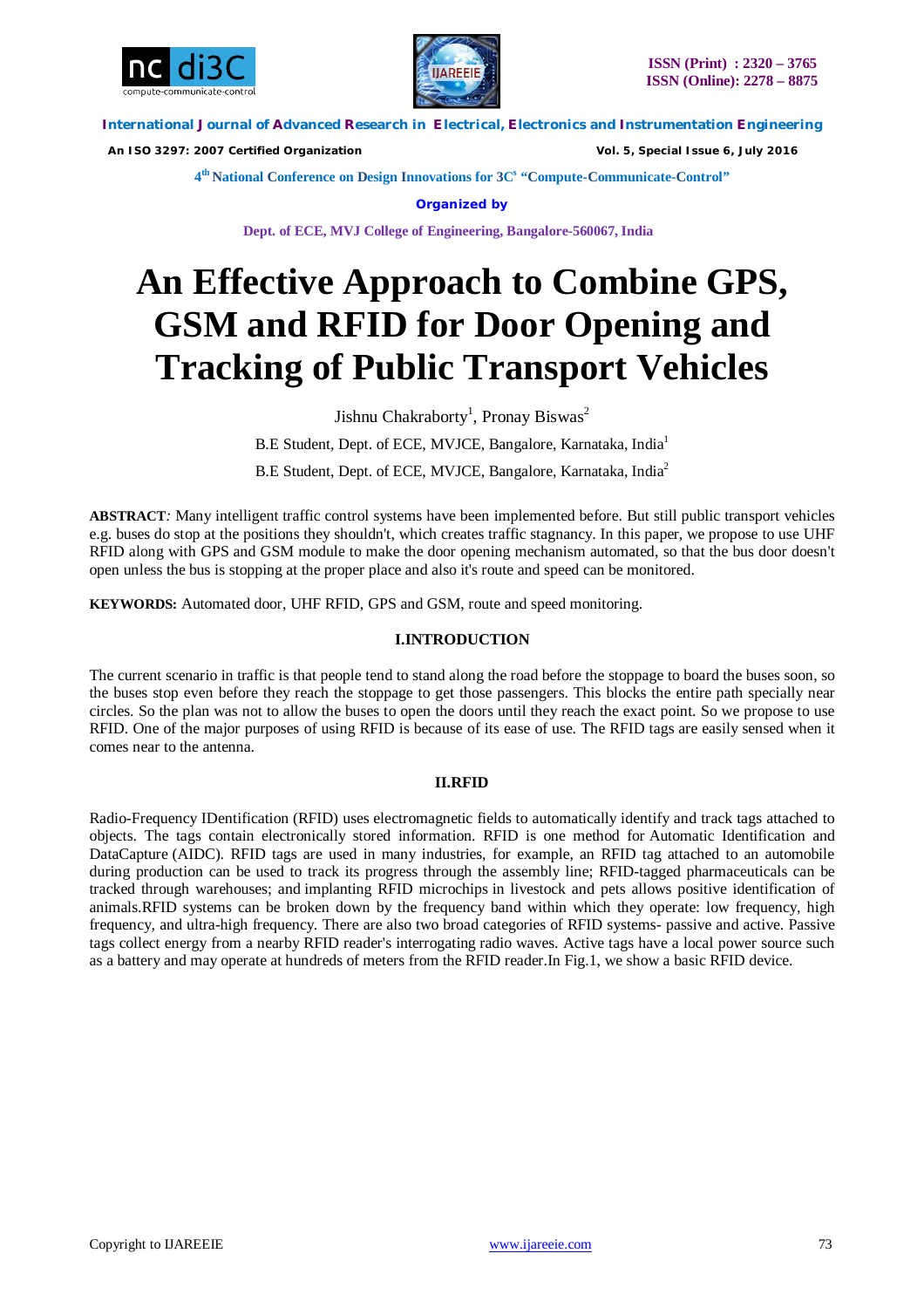# An Effective Approach to Combine GPS, GSM and RFID for Door Opening and Tracking of Public Transport Vehicles

Jishnu Chakraborty[1], Pronay Biswas[2]

B.E Student, Dept. of ECE, MVJCE, Bangalore, Karnataka, India[1]

B.E Student, Dept. of ECE, MVJCE, Bangalore, Karnataka, India[2]

**ABSTRACT***:* Many intelligent traffic control systems have been implemented before. But still public transport vehicles e.g. buses do stop at the positions they shouldn't, which creates traffic stagnancy. In this paper, we propose to use UHF RFID along with GPS and GSM module to make the door opening mechanism automated, so that the bus door doesn't open unless the bus is stopping at the proper place and also it's route and speed can be monitored.

**KEYWORDS:** Automated door, UHF RFID, GPS and GSM, route and speed monitoring.

## I.INTRODUCTION

The current scenario in traffic is that people tend to stand along the road before the stoppage to board the buses soon, so the buses stop even before they reach the stoppage to get those passengers. This blocks the entire path specially near circles. So the plan was not to allow the buses to open the doors until they reach the exact point. So we propose to use RFID. One of the major purposes of using RFID is because of its ease of use. The RFID tags are easily sensed when it comes near to the antenna.

## II.RFID

Radio-Frequency IDentification (RFID) uses electromagnetic fields to automatically identify and track tags attached to objects. The tags contain electronically stored information. RFID is one method for Automatic Identification and DataCapture (AIDC). RFID tags are used in many industries, for example, an RFID tag attached to an automobile during production can be used to track its progress through the assembly line; RFID-tagged pharmaceuticals can be tracked through warehouses; and implanting RFID microchips in livestock and pets allows positive identification of animals.RFID systems can be broken down by the frequency band within which they operate: low frequency, high frequency, and ultra-high frequency. There are also two broad categories of RFID systems- passive and active. Passive tags collect energy from a nearby RFID reader's interrogating radio waves. Active tags have a local power source such as a battery and may operate at hundreds of meters from the RFID reader.In Fig.1, we show a basic RFID device.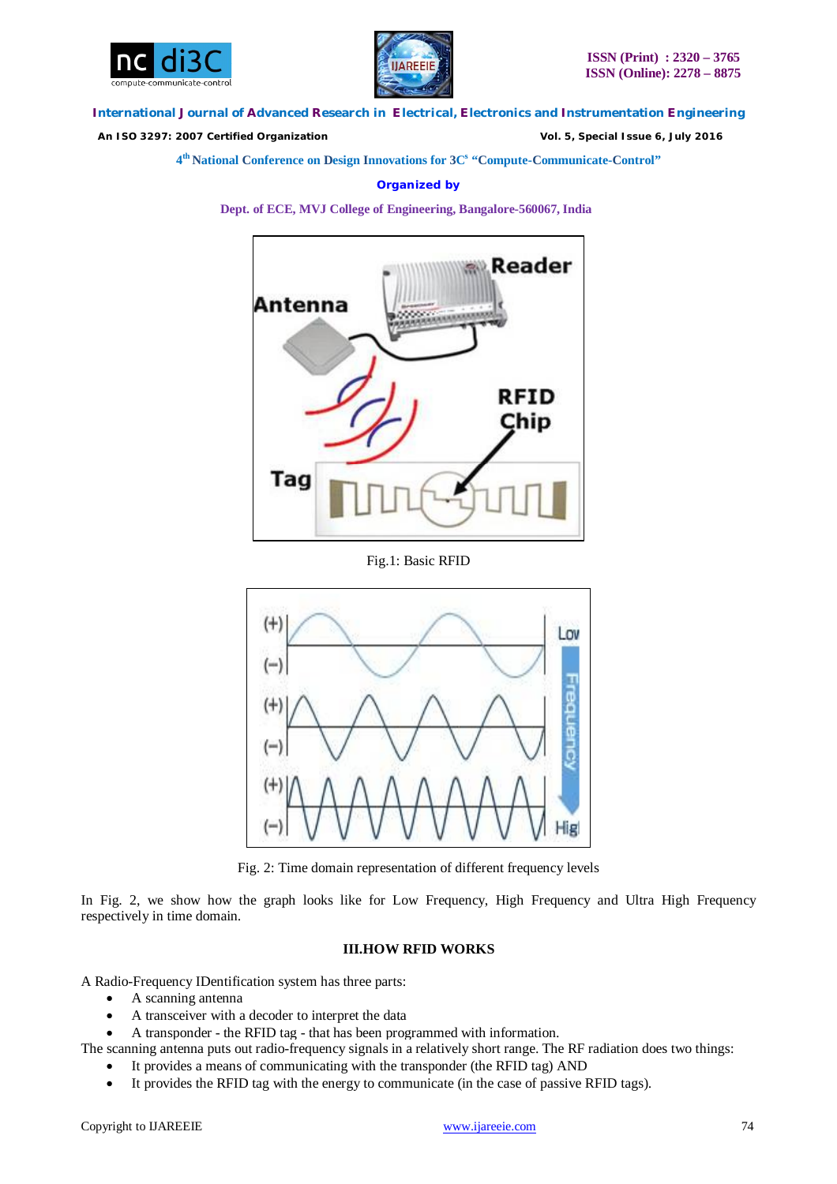Fig.1: Basic RFID

Fig. 2: Time domain representation of different frequency levels

In Fig. 2, we show how the graph looks like for Low Frequency, High Frequency and Ultra High Frequency respectively in time domain.

## III.HOW RFID WORKS

A Radio-Frequency IDentification system has three parts:

- A scanning antenna
- A transceiver with a decoder to interpret the data
- A transponder - the RFID tag - that has been programmed with information.

The scanning antenna puts out radio-frequency signals in a relatively short range. The RF radiation does two things:

- It provides a means of communicating with the transponder (the RFID tag) AND
- It provides the RFID tag with the energy to communicate (in the case of passive RFID tags).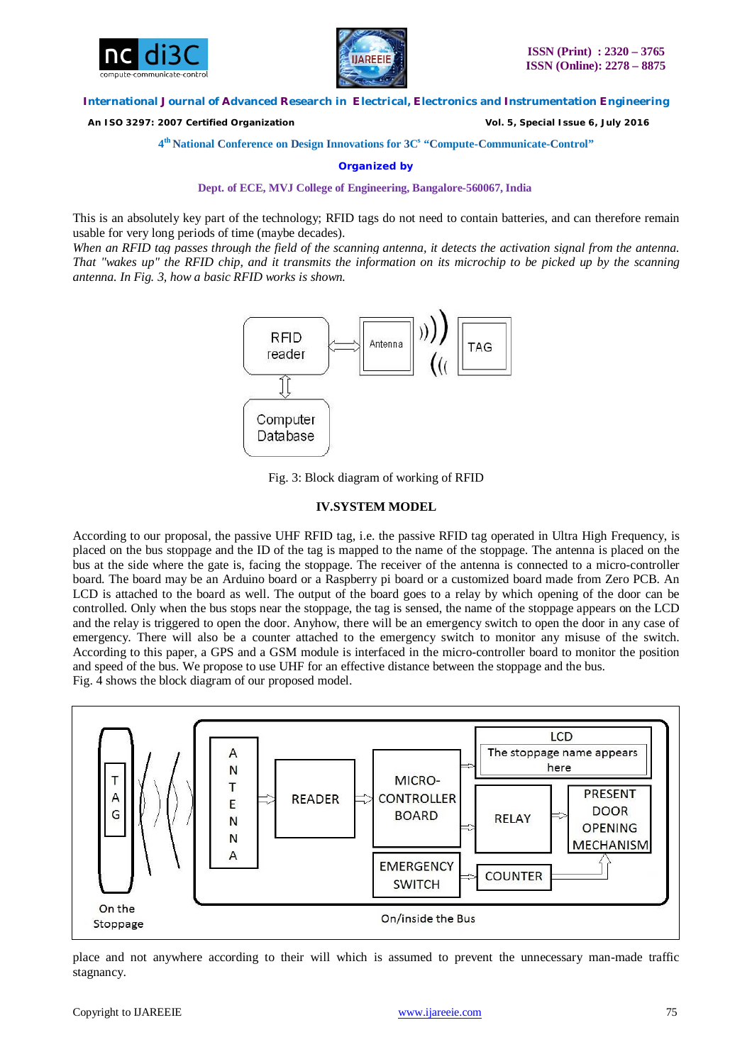This is an absolutely key part of the technology; RFID tags do not need to contain batteries, and can therefore remain usable for very long periods of time (maybe decades).

*When an RFID tag passes through the field of the scanning antenna, it detects the activation signal from the antenna. That "wakes up" the RFID chip, and it transmits the information on its microchip to be picked up by the scanning antenna. In Fig. 3, how a basic RFID works is shown.*

RFID reader
Antenna
TAG
Computer Database

Fig. 3: Block diagram of working of RFID

## IV.SYSTEM MODEL

According to our proposal, the passive UHF RFID tag, i.e. the passive RFID tag operated in Ultra High Frequency, is placed on the bus stoppage and the ID of the tag is mapped to the name of the stoppage. The antenna is placed on the bus at the side where the gate is, facing the stoppage. The receiver of the antenna is connected to a micro-controller board. The board may be an Arduino board or a Raspberry pi board or a customized board made from Zero PCB. An LCD is attached to the board as well. The output of the board goes to a relay by which opening of the door can be controlled. Only when the bus stops near the stoppage, the tag is sensed, the name of the stoppage appears on the LCD and the relay is triggered to open the door. Anyhow, there will be an emergency switch to open the door in any case of emergency. There will also be a counter attached to the emergency switch to monitor any misuse of the switch. According to this paper, a GPS and a GSM module is interfaced in the micro-controller board to monitor the position and speed of the bus. We propose to use UHF for an effective distance between the stoppage and the bus.

Fig. 4 shows the block diagram of our proposed model.

TAG
ANTENNA
READER
MICRO-CONTROLLER BOARD
LCD
The stoppage name appears here
RELAY
PRESENT DOOR OPENING MECHANISM
EMERGENCY SWITCH
COUNTER
On the Stoppage
On/inside the Bus

place and not anywhere according to their will which is assumed to prevent the unnecessary man-made traffic stagnancy.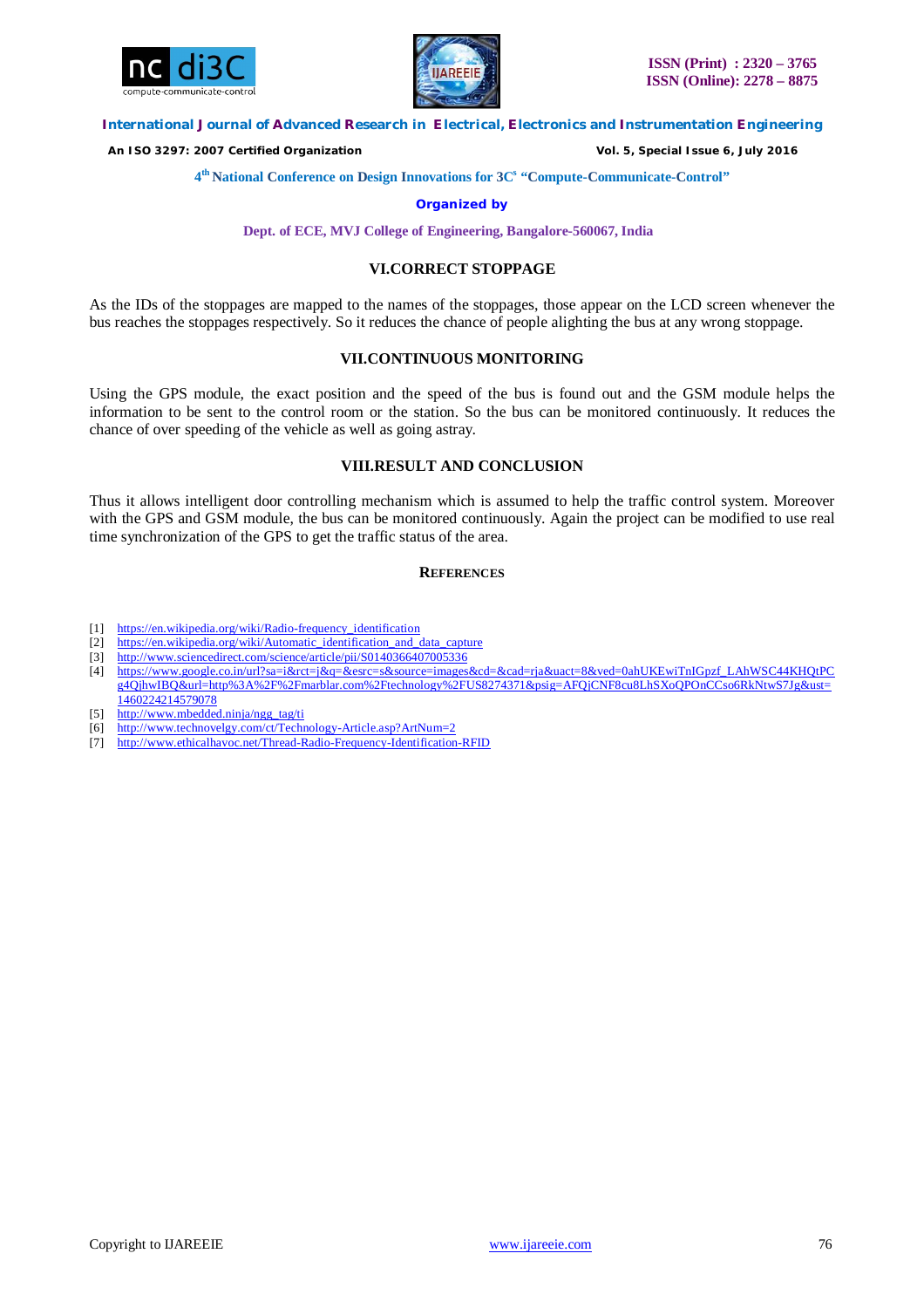## VI.CORRECT STOPPAGE

As the IDs of the stoppages are mapped to the names of the stoppages, those appear on the LCD screen whenever the bus reaches the stoppages respectively. So it reduces the chance of people alighting the bus at any wrong stoppage.

## VII.CONTINUOUS MONITORING

Using the GPS module, the exact position and the speed of the bus is found out and the GSM module helps the information to be sent to the control room or the station. So the bus can be monitored continuously. It reduces the chance of over speeding of the vehicle as well as going astray.

## VIII.RESULT AND CONCLUSION

Thus it allows intelligent door controlling mechanism which is assumed to help the traffic control system. Moreover with the GPS and GSM module, the bus can be monitored continuously. Again the project can be modified to use real time synchronization of the GPS to get the traffic status of the area.

## REFERENCES

[1] https://en.wikipedia.org/wiki/Radio-frequency_identification
[2] https://en.wikipedia.org/wiki/Automatic_identification_and_data_capture
[3] http://www.sciencedirect.com/science/article/pii/S0140366407005336
[4] https://www.google.co.in/url?sa=i&rct=j&q=&esrc=s&source=images&cd=&cad=rja&uact=8&ved=0ahUKEwiTnIGpzf_LAhWSC44KHQtPCg4QjhwIBQ&url=http%3A%2F%2Fmarblar.com%2Ftechnology%2FUS8274371&psig=AFQjCNF8cu8LhSXoQPOnCCso6RkNtwS7Jg&ust=1460224214579078
[5] http://www.mbedded.ninja/ngg_tag/ti
[6] http://www.technovelgy.com/ct/Technology-Article.asp?ArtNum=2
[7] http://www.ethicalhavoc.net/Thread-Radio-Frequency-Identification-RFID